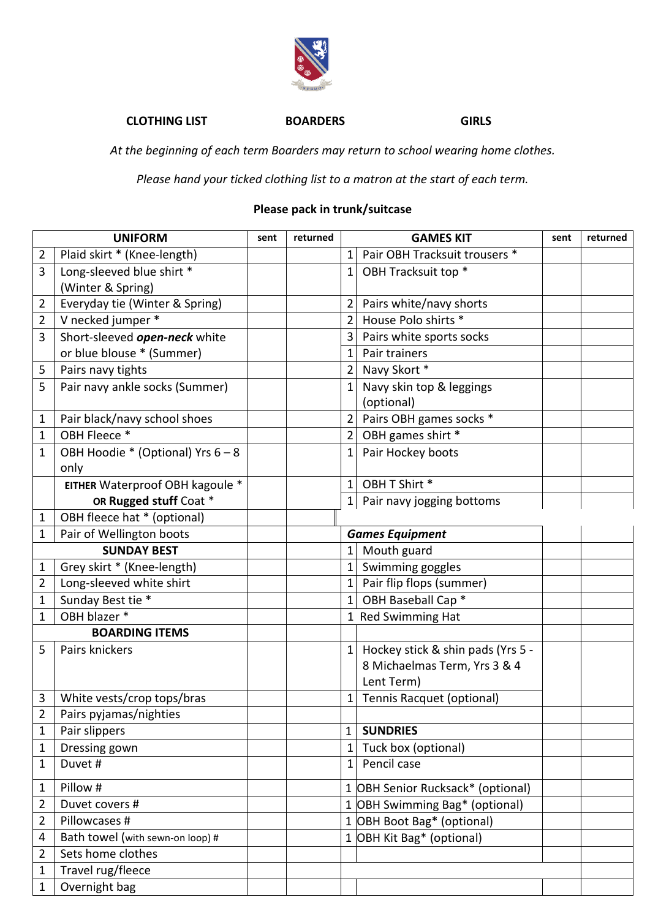**CLOTHING LIST** **BOARDERS** **GIRLS**

*At the beginning of each term Boarders may return to school wearing home clothes.*

*Please hand your ticked clothing list to a matron at the start of each term.*

**Please pack in trunk/suitcase**

| | **UNIFORM** | sent | returned | | **GAMES KIT** | sent | returned |
|---|---|---|---|---|---|---|---|
| 2 | Plaid skirt * (Knee-length) | | | 1 | Pair OBH Tracksuit trousers * | | |
| 3 | Long-sleeved blue shirt * (Winter & Spring) | | | 1 | OBH Tracksuit top * | | |
| 2 | Everyday tie (Winter & Spring) | | | 2 | Pairs white/navy shorts | | |
| 2 | V necked jumper * | | | 2 | House Polo shirts * | | |
| 3 | Short-sleeved ***open-neck*** white or blue blouse * (Summer) | | | 3 | Pairs white sports socks | | |
| | | | | 1 | Pair trainers | | |
| 5 | Pairs navy tights | | | 2 | Navy Skort * | | |
| 5 | Pair navy ankle socks (Summer) | | | 1 | Navy skin top & leggings (optional) | | |
| 1 | Pair black/navy school shoes | | | 2 | Pairs OBH games socks * | | |
| 1 | OBH Fleece * | | | 2 | OBH games shirt * | | |
| 1 | OBH Hoodie * (Optional) Yrs 6 – 8 only | | | 1 | Pair Hockey boots | | |
| | **EITHER** Waterproof OBH kagoule * **OR Rugged stuff** Coat * | | | 1 | OBH T Shirt * | | |
| | | | | 1 | Pair navy jogging bottoms | | |
| 1 | OBH fleece hat * (optional) | | | | | | |
| 1 | Pair of Wellington boots | | | | ***Games Equipment*** | | |
| | **SUNDAY BEST** | | | 1 | Mouth guard | | |
| 1 | Grey skirt * (Knee-length) | | | 1 | Swimming goggles | | |
| 2 | Long-sleeved white shirt | | | 1 | Pair flip flops (summer) | | |
| 1 | Sunday Best tie * | | | 1 | OBH Baseball Cap * | | |
| 1 | OBH blazer * | | | 1 | Red Swimming Hat | | |
| | **BOARDING ITEMS** | | | | | | |
| 5 | Pairs knickers | | | 1 | Hockey stick & shin pads (Yrs 5 - 8 Michaelmas Term, Yrs 3 & 4 Lent Term) | | |
| 3 | White vests/crop tops/bras | | | 1 | Tennis Racquet (optional) | | |
| 2 | Pairs pyjamas/nighties | | | | | | |
| 1 | Pair slippers | | | 1 | **SUNDRIES** | | |
| 1 | Dressing gown | | | 1 | Tuck box (optional) | | |
| 1 | Duvet # | | | 1 | Pencil case | | |
| 1 | Pillow # | | | 1 | OBH Senior Rucksack* (optional) | | |
| 2 | Duvet covers # | | | 1 | OBH Swimming Bag* (optional) | | |
| 2 | Pillowcases # | | | 1 | OBH Boot Bag* (optional) | | |
| 4 | Bath towel (with sewn-on loop) # | | | 1 | OBH Kit Bag* (optional) | | |
| 2 | Sets home clothes | | | | | | |
| 1 | Travel rug/fleece | | | | | | |
| 1 | Overnight bag | | | | | | |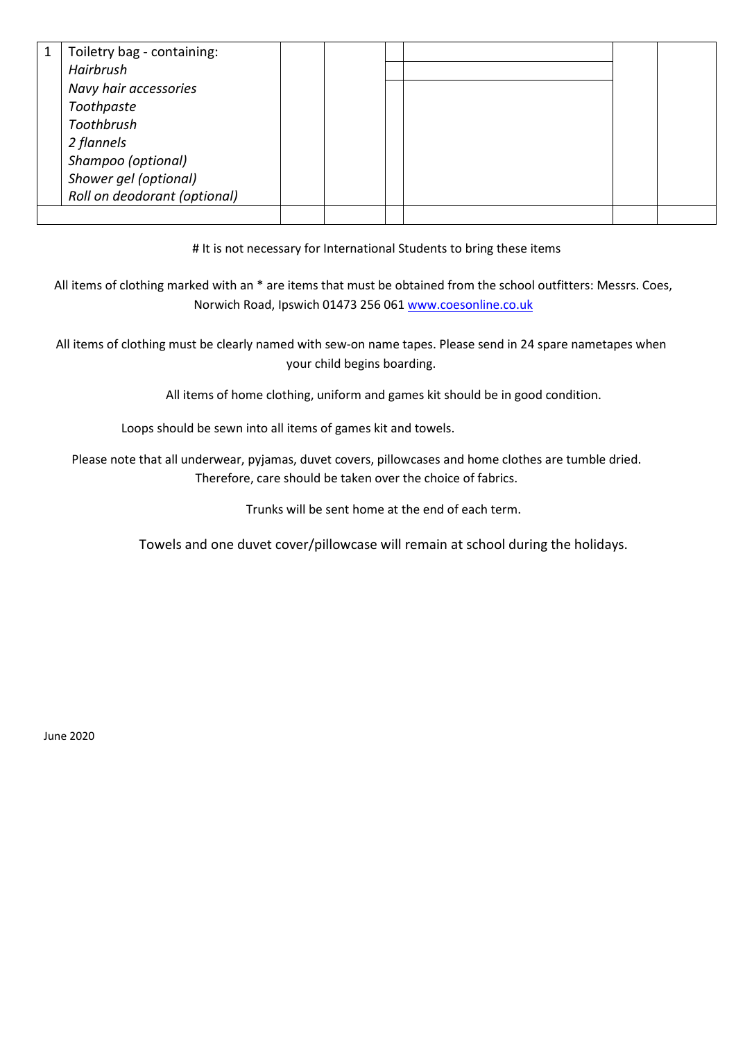| | | | | | | | |
|---|---|---|---|---|---|---|---|
| 1 | Toiletry bag - containing:<br>*Hairbrush*<br>*Navy hair accessories*<br>*Toothpaste*<br>*Toothbrush*<br>*2 flannels*<br>*Shampoo (optional)*<br>*Shower gel (optional)*<br>*Roll on deodorant (optional)* | | | | | | |
| | | | | | | | |

# It is not necessary for International Students to bring these items

All items of clothing marked with an * are items that must be obtained from the school outfitters: Messrs. Coes, Norwich Road, Ipswich 01473 256 061 [www.coesonline.co.uk](http://www.coesonline.co.uk)

All items of clothing must be clearly named with sew-on name tapes. Please send in 24 spare nametapes when your child begins boarding.

All items of home clothing, uniform and games kit should be in good condition.

Loops should be sewn into all items of games kit and towels.

Please note that all underwear, pyjamas, duvet covers, pillowcases and home clothes are tumble dried. Therefore, care should be taken over the choice of fabrics.

Trunks will be sent home at the end of each term.

Towels and one duvet cover/pillowcase will remain at school during the holidays.

June 2020